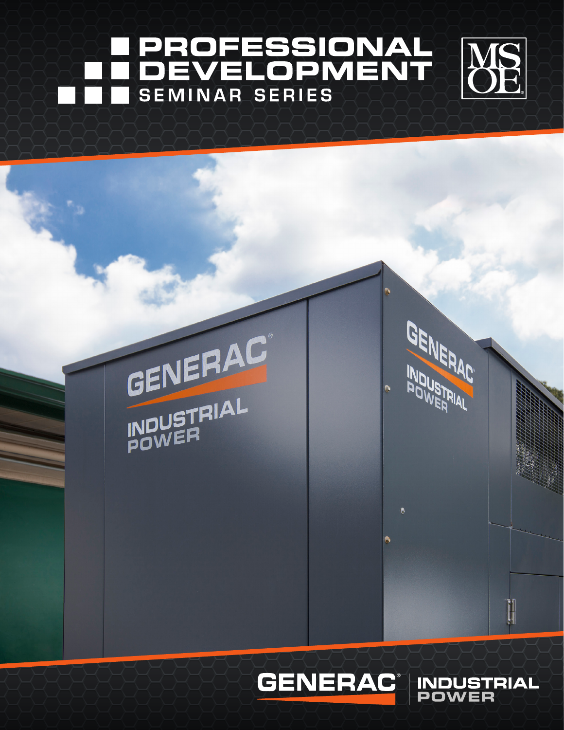# PROFESSIONAL DEVELOPMENT

## SEMINAR SERIES

MSOE

GENERAC INDUSTRIAL POWER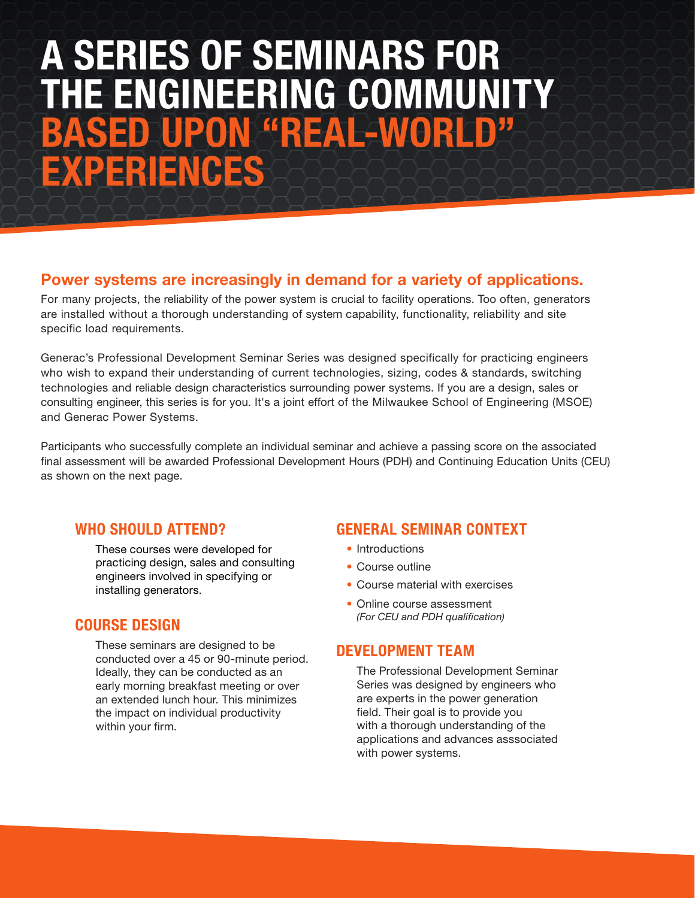# A SERIES OF SEMINARS FOR THE ENGINEERING COMMUNITY BASED UPON "REAL-WORLD" EXPERIENCES

## Power systems are increasingly in demand for a variety of applications.

For many projects, the reliability of the power system is crucial to facility operations. Too often, generators are installed without a thorough understanding of system capability, functionality, reliability and site specific load requirements.

Generac's Professional Development Seminar Series was designed specifically for practicing engineers who wish to expand their understanding of current technologies, sizing, codes & standards, switching technologies and reliable design characteristics surrounding power systems. If you are a design, sales or consulting engineer, this series is for you. It's a joint effort of the Milwaukee School of Engineering (MSOE) and Generac Power Systems.

Participants who successfully complete an individual seminar and achieve a passing score on the associated final assessment will be awarded Professional Development Hours (PDH) and Continuing Education Units (CEU) as shown on the next page.

### WHO SHOULD ATTEND?

These courses were developed for practicing design, sales and consulting engineers involved in specifying or installing generators.

### COURSE DESIGN

These seminars are designed to be conducted over a 45 or 90-minute period. Ideally, they can be conducted as an early morning breakfast meeting or over an extended lunch hour. This minimizes the impact on individual productivity within your firm.

### GENERAL SEMINAR CONTEXT

- Introductions
- Course outline
- Course material with exercises
- Online course assessment
  *(For CEU and PDH qualification)*

### DEVELOPMENT TEAM

The Professional Development Seminar Series was designed by engineers who are experts in the power generation field. Their goal is to provide you with a thorough understanding of the applications and advances asssociated with power systems.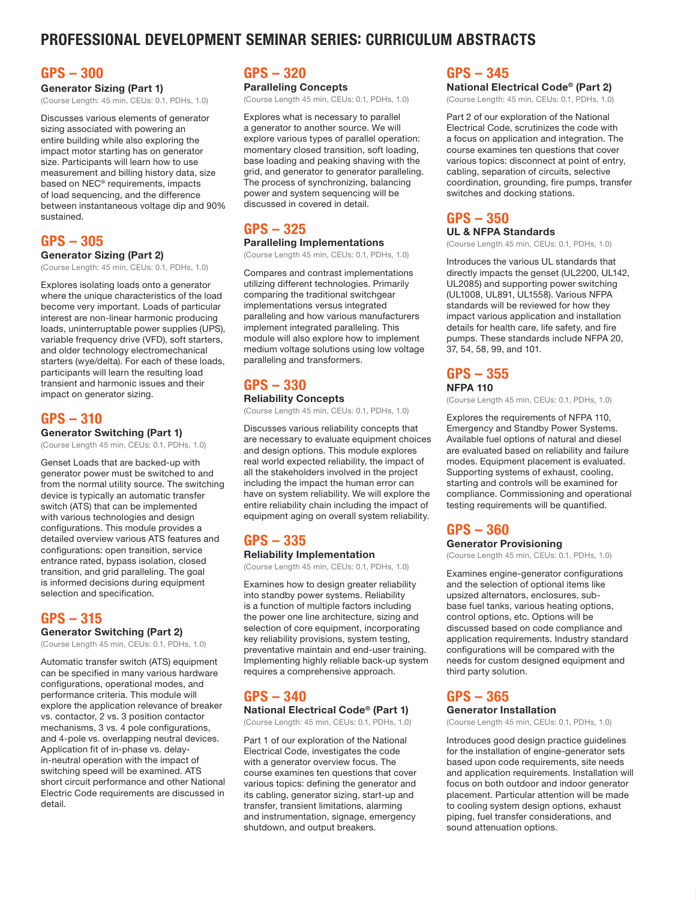# PROFESSIONAL DEVELOPMENT SEMINAR SERIES: CURRICULUM ABSTRACTS

## GPS – 300

### Generator Sizing (Part 1)

(Course Length: 45 min, CEUs: 0.1, PDHs, 1.0)

Discusses various elements of generator sizing associated with powering an entire building while also exploring the impact motor starting has on generator size. Participants will learn how to use measurement and billing history data, size based on NEC® requirements, impacts of load sequencing, and the difference between instantaneous voltage dip and 90% sustained.

## GPS – 305

### Generator Sizing (Part 2)

(Course Length: 45 min, CEUs: 0.1, PDHs, 1.0)

Explores isolating loads onto a generator where the unique characteristics of the load become very important. Loads of particular interest are non-linear harmonic producing loads, uninterruptable power supplies (UPS), variable frequency drive (VFD), soft starters, and older technology electromechanical starters (wye/delta). For each of these loads, participants will learn the resulting load transient and harmonic issues and their impact on generator sizing.

## GPS – 310

### Generator Switching (Part 1)

(Course Length 45 min, CEUs: 0.1, PDHs, 1.0)

Genset Loads that are backed-up with generator power must be switched to and from the normal utility source. The switching device is typically an automatic transfer switch (ATS) that can be implemented with various technologies and design configurations. This module provides a detailed overview various ATS features and configurations: open transition, service entrance rated, bypass isolation, closed transition, and grid paralleling. The goal is informed decisions during equipment selection and specification.

## GPS – 315

### Generator Switching (Part 2)

(Course Length 45 min, CEUs: 0.1, PDHs, 1.0)

Automatic transfer switch (ATS) equipment can be specified in many various hardware configurations, operational modes, and performance criteria. This module will explore the application relevance of breaker vs. contactor, 2 vs. 3 position contactor mechanisms, 3 vs. 4 pole configurations, and 4-pole vs. overlapping neutral devices. Application fit of in-phase vs. delay-in-neutral operation with the impact of switching speed will be examined. ATS short circuit performance and other National Electric Code requirements are discussed in detail.

## GPS – 320

### Paralleling Concepts

(Course Length 45 min, CEUs: 0.1, PDHs, 1.0)

Explores what is necessary to parallel a generator to another source. We will explore various types of parallel operation: momentary closed transition, soft loading, base loading and peaking shaving with the grid, and generator to generator paralleling. The process of synchronizing, balancing power and system sequencing will be discussed in covered in detail.

## GPS – 325

### Paralleling Implementations

(Course Length 45 min, CEUs: 0.1, PDHs, 1.0)

Compares and contrast implementations utilizing different technologies. Primarily comparing the traditional switchgear implementations versus integrated paralleling and how various manufacturers implement integrated paralleling. This module will also explore how to implement medium voltage solutions using low voltage paralleling and transformers.

## GPS – 330

### Reliability Concepts

(Course Length 45 min, CEUs: 0.1, PDHs, 1.0)

Discusses various reliability concepts that are necessary to evaluate equipment choices and design options. This module explores real world expected reliability, the impact of all the stakeholders involved in the project including the impact the human error can have on system reliability. We will explore the entire reliability chain including the impact of equipment aging on overall system reliability.

## GPS – 335

### Reliability Implementation

(Course Length 45 min, CEUs: 0.1, PDHs, 1.0)

Examines how to design greater reliability into standby power systems. Reliability is a function of multiple factors including the power one line architecture, sizing and selection of core equipment, incorporating key reliability provisions, system testing, preventative maintain and end-user training. Implementing highly reliable back-up system requires a comprehensive approach.

## GPS – 340

### National Electrical Code® (Part 1)

(Course Length: 45 min, CEUs: 0.1, PDHs, 1.0)

Part 1 of our exploration of the National Electrical Code, investigates the code with a generator overview focus. The course examines ten questions that cover various topics: defining the generator and its cabling, generator sizing, start-up and transfer, transient limitations, alarming and instrumentation, signage, emergency shutdown, and output breakers.

## GPS – 345

### National Electrical Code® (Part 2)

(Course Length: 45 min, CEUs: 0.1, PDHs, 1.0)

Part 2 of our exploration of the National Electrical Code, scrutinizes the code with a focus on application and integration. The course examines ten questions that cover various topics: disconnect at point of entry, cabling, separation of circuits, selective coordination, grounding, fire pumps, transfer switches and docking stations.

## GPS – 350

### UL & NFPA Standards

(Course Length 45 min, CEUs: 0.1, PDHs, 1.0)

Introduces the various UL standards that directly impacts the genset (UL2200, UL142, UL2085) and supporting power switching (UL1008, UL891, UL1558). Various NFPA standards will be reviewed for how they impact various application and installation details for health care, life safety, and fire pumps. These standards include NFPA 20, 37, 54, 58, 99, and 101.

## GPS – 355

### NFPA 110

(Course Length 45 min, CEUs: 0.1, PDHs, 1.0)

Explores the requirements of NFPA 110, Emergency and Standby Power Systems. Available fuel options of natural and diesel are evaluated based on reliability and failure modes. Equipment placement is evaluated. Supporting systems of exhaust, cooling, starting and controls will be examined for compliance. Commissioning and operational testing requirements will be quantified.

## GPS – 360

### Generator Provisioning

(Course Length 45 min, CEUs: 0.1, PDHs, 1.0)

Examines engine-generator configurations and the selection of optional items like upsized alternators, enclosures, sub-base fuel tanks, various heating options, control options, etc. Options will be discussed based on code compliance and application requirements. Industry standard configurations will be compared with the needs for custom designed equipment and third party solution.

## GPS – 365

### Generator Installation

(Course Length 45 min, CEUs: 0.1, PDHs, 1.0)

Introduces good design practice guidelines for the installation of engine-generator sets based upon code requirements, site needs and application requirements. Installation will focus on both outdoor and indoor generator placement. Particular attention will be made to cooling system design options, exhaust piping, fuel transfer considerations, and sound attenuation options.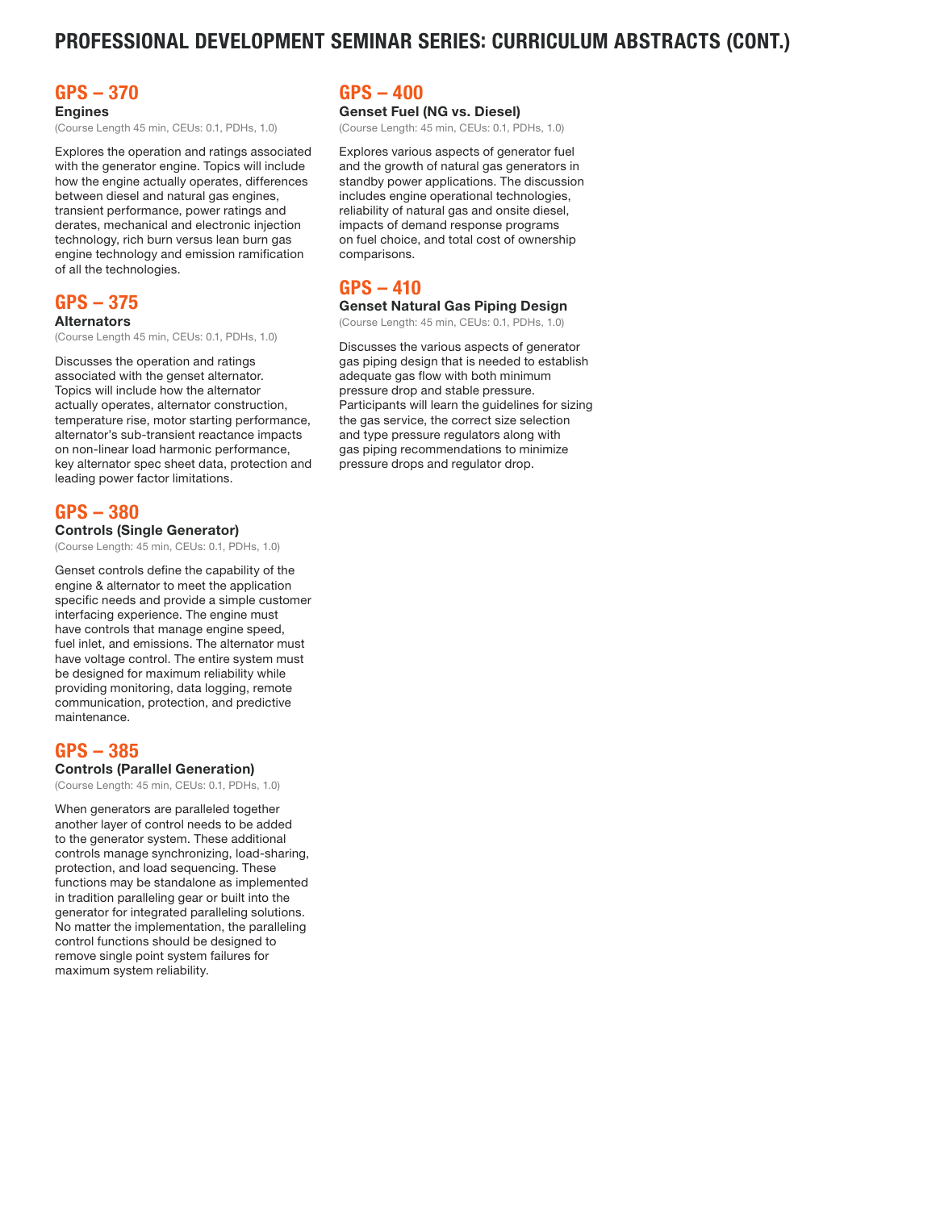# PROFESSIONAL DEVELOPMENT SEMINAR SERIES: CURRICULUM ABSTRACTS (CONT.)

## GPS – 370

### Engines

(Course Length 45 min, CEUs: 0.1, PDHs, 1.0)

Explores the operation and ratings associated with the generator engine. Topics will include how the engine actually operates, differences between diesel and natural gas engines, transient performance, power ratings and derates, mechanical and electronic injection technology, rich burn versus lean burn gas engine technology and emission ramification of all the technologies.

## GPS – 375

### Alternators

(Course Length 45 min, CEUs: 0.1, PDHs, 1.0)

Discusses the operation and ratings associated with the genset alternator. Topics will include how the alternator actually operates, alternator construction, temperature rise, motor starting performance, alternator's sub-transient reactance impacts on non-linear load harmonic performance, key alternator spec sheet data, protection and leading power factor limitations.

## GPS – 380

### Controls (Single Generator)

(Course Length: 45 min, CEUs: 0.1, PDHs, 1.0)

Genset controls define the capability of the engine & alternator to meet the application specific needs and provide a simple customer interfacing experience. The engine must have controls that manage engine speed, fuel inlet, and emissions. The alternator must have voltage control. The entire system must be designed for maximum reliability while providing monitoring, data logging, remote communication, protection, and predictive maintenance.

## GPS – 385

### Controls (Parallel Generation)

(Course Length: 45 min, CEUs: 0.1, PDHs, 1.0)

When generators are paralleled together another layer of control needs to be added to the generator system. These additional controls manage synchronizing, load-sharing, protection, and load sequencing. These functions may be standalone as implemented in tradition paralleling gear or built into the generator for integrated paralleling solutions. No matter the implementation, the paralleling control functions should be designed to remove single point system failures for maximum system reliability.

## GPS – 400

### Genset Fuel (NG vs. Diesel)

(Course Length: 45 min, CEUs: 0.1, PDHs, 1.0)

Explores various aspects of generator fuel and the growth of natural gas generators in standby power applications. The discussion includes engine operational technologies, reliability of natural gas and onsite diesel, impacts of demand response programs on fuel choice, and total cost of ownership comparisons.

## GPS – 410

### Genset Natural Gas Piping Design

(Course Length: 45 min, CEUs: 0.1, PDHs, 1.0)

Discusses the various aspects of generator gas piping design that is needed to establish adequate gas flow with both minimum pressure drop and stable pressure. Participants will learn the guidelines for sizing the gas service, the correct size selection and type pressure regulators along with gas piping recommendations to minimize pressure drops and regulator drop.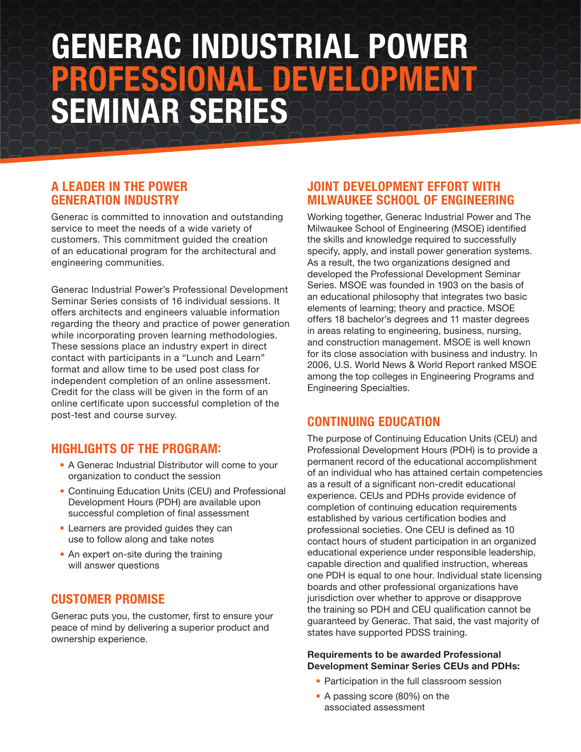# GENERAC INDUSTRIAL POWER PROFESSIONAL DEVELOPMENT SEMINAR SERIES

## A LEADER IN THE POWER GENERATION INDUSTRY

Generac is committed to innovation and outstanding service to meet the needs of a wide variety of customers. This commitment guided the creation of an educational program for the architectural and engineering communities.

Generac Industrial Power's Professional Development Seminar Series consists of 16 individual sessions. It offers architects and engineers valuable information regarding the theory and practice of power generation while incorporating proven learning methodologies. These sessions place an industry expert in direct contact with participants in a "Lunch and Learn" format and allow time to be used post class for independent completion of an online assessment. Credit for the class will be given in the form of an online certificate upon successful completion of the post-test and course survey.

## HIGHLIGHTS OF THE PROGRAM:

- A Generac Industrial Distributor will come to your organization to conduct the session
- Continuing Education Units (CEU) and Professional Development Hours (PDH) are available upon successful completion of final assessment
- Learners are provided guides they can use to follow along and take notes
- An expert on-site during the training will answer questions

## CUSTOMER PROMISE

Generac puts you, the customer, first to ensure your peace of mind by delivering a superior product and ownership experience.

## JOINT DEVELOPMENT EFFORT WITH MILWAUKEE SCHOOL OF ENGINEERING

Working together, Generac Industrial Power and The Milwaukee School of Engineering (MSOE) identified the skills and knowledge required to successfully specify, apply, and install power generation systems. As a result, the two organizations designed and developed the Professional Development Seminar Series. MSOE was founded in 1903 on the basis of an educational philosophy that integrates two basic elements of learning; theory and practice. MSOE offers 18 bachelor's degrees and 11 master degrees in areas relating to engineering, business, nursing, and construction management. MSOE is well known for its close association with business and industry. In 2006, U.S. World News & World Report ranked MSOE among the top colleges in Engineering Programs and Engineering Specialties.

## CONTINUING EDUCATION

The purpose of Continuing Education Units (CEU) and Professional Development Hours (PDH) is to provide a permanent record of the educational accomplishment of an individual who has attained certain competencies as a result of a significant non-credit educational experience. CEUs and PDHs provide evidence of completion of continuing education requirements established by various certification bodies and professional societies. One CEU is defined as 10 contact hours of student participation in an organized educational experience under responsible leadership, capable direction and qualified instruction, whereas one PDH is equal to one hour. Individual state licensing boards and other professional organizations have jurisdiction over whether to approve or disapprove the training so PDH and CEU qualification cannot be guaranteed by Generac. That said, the vast majority of states have supported PDSS training.

**Requirements to be awarded Professional Development Seminar Series CEUs and PDHs:**

- Participation in the full classroom session
- A passing score (80%) on the associated assessment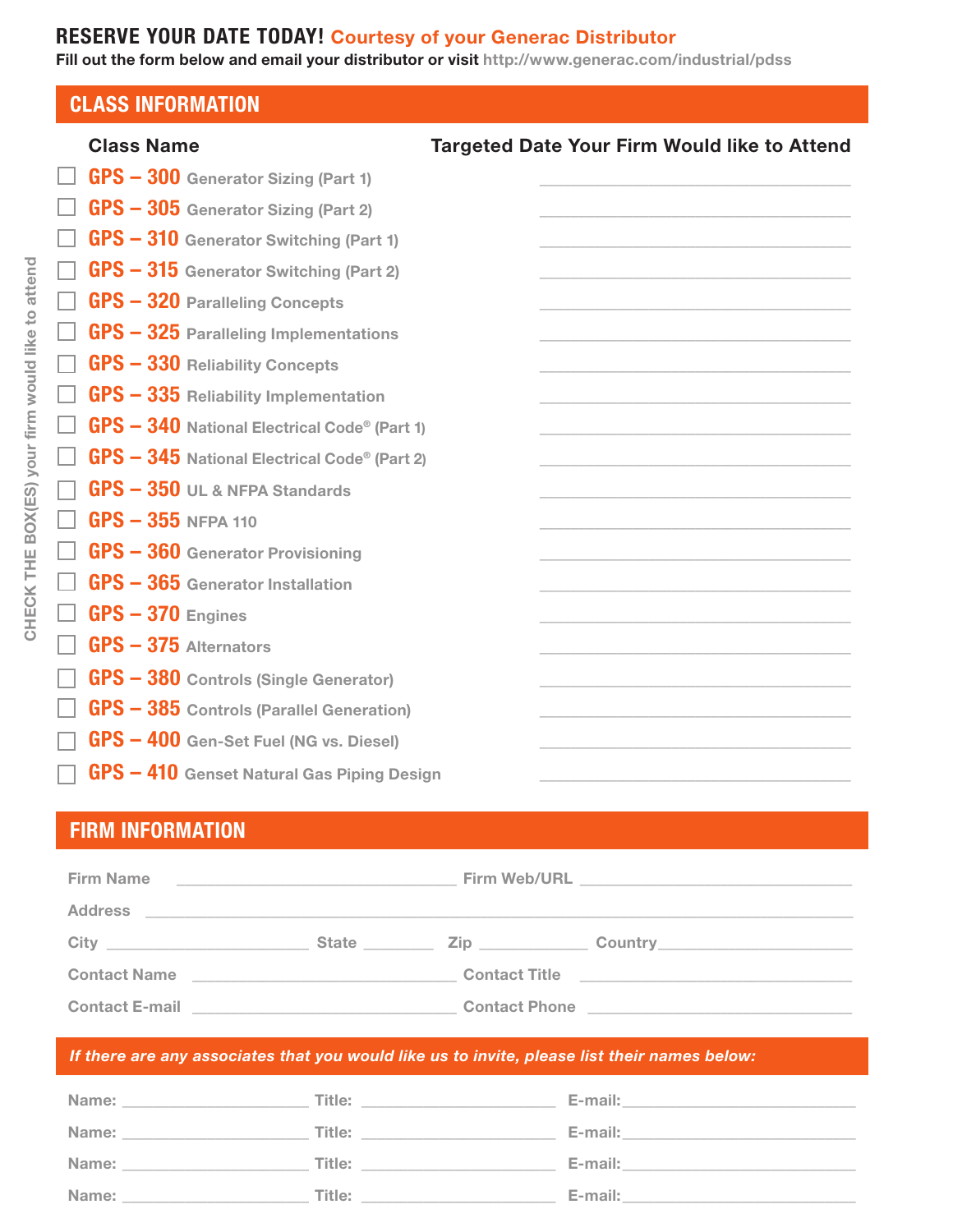# RESERVE YOUR DATE TODAY! Courtesy of your Generac Distributor

**Fill out the form below and email your distributor or visit http://www.generac.com/industrial/pdss**

## CLASS INFORMATION

CHECK THE BOX(ES) your firm would like to attend

| | Class Name | Targeted Date Your Firm Would like to Attend |
|---|---|---|
| ☐ | **GPS – 300** Generator Sizing (Part 1) | ______________ |
| ☐ | **GPS – 305** Generator Sizing (Part 2) | ______________ |
| ☐ | **GPS – 310** Generator Switching (Part 1) | ______________ |
| ☐ | **GPS – 315** Generator Switching (Part 2) | ______________ |
| ☐ | **GPS – 320** Paralleling Concepts | ______________ |
| ☐ | **GPS – 325** Paralleling Implementations | ______________ |
| ☐ | **GPS – 330** Reliability Concepts | ______________ |
| ☐ | **GPS – 335** Reliability Implementation | ______________ |
| ☐ | **GPS – 340** National Electrical Code® (Part 1) | ______________ |
| ☐ | **GPS – 345** National Electrical Code® (Part 2) | ______________ |
| ☐ | **GPS – 350** UL & NFPA Standards | ______________ |
| ☐ | **GPS – 355** NFPA 110 | ______________ |
| ☐ | **GPS – 360** Generator Provisioning | ______________ |
| ☐ | **GPS – 365** Generator Installation | ______________ |
| ☐ | **GPS – 370** Engines | ______________ |
| ☐ | **GPS – 375** Alternators | ______________ |
| ☐ | **GPS – 380** Controls (Single Generator) | ______________ |
| ☐ | **GPS – 385** Controls (Parallel Generation) | ______________ |
| ☐ | **GPS – 400** Gen-Set Fuel (NG vs. Diesel) | ______________ |
| ☐ | **GPS – 410** Genset Natural Gas Piping Design | ______________ |

## FIRM INFORMATION

Firm Name ______________________ Firm Web/URL ______________________

Address ____________________________________________

City ______________ State ________ Zip __________ Country ______________

Contact Name ______________________ Contact Title ______________________

Contact E-mail ______________________ Contact Phone ______________________

*If there are any associates that you would like us to invite, please list their names below:*

Name: ______________ Title: ______________ E-mail: ______________

Name: ______________ Title: ______________ E-mail: ______________

Name: ______________ Title: ______________ E-mail: ______________

Name: ______________ Title: ______________ E-mail: ______________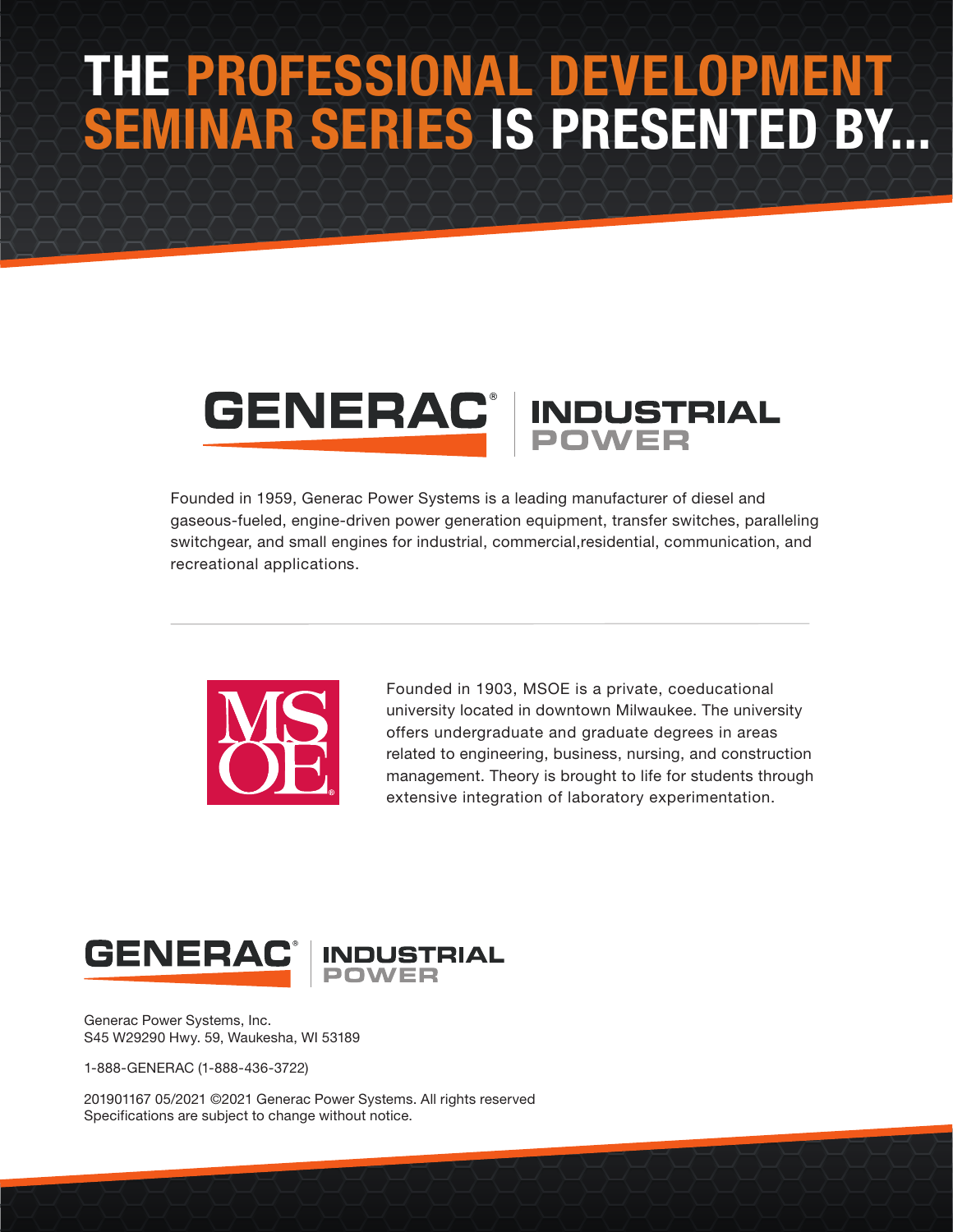# THE PROFESSIONAL DEVELOPMENT SEMINAR SERIES IS PRESENTED BY...

GENERAC® | INDUSTRIAL POWER

Founded in 1959, Generac Power Systems is a leading manufacturer of diesel and gaseous-fueled, engine-driven power generation equipment, transfer switches, paralleling switchgear, and small engines for industrial, commercial,residential, communication, and recreational applications.

---

MSOE

Founded in 1903, MSOE is a private, coeducational university located in downtown Milwaukee. The university offers undergraduate and graduate degrees in areas related to engineering, business, nursing, and construction management. Theory is brought to life for students through extensive integration of laboratory experimentation.

GENERAC® | INDUSTRIAL POWER

Generac Power Systems, Inc.
S45 W29290 Hwy. 59, Waukesha, WI 53189

1-888-GENERAC (1-888-436-3722)

201901167 05/2021 ©2021 Generac Power Systems. All rights reserved
Specifications are subject to change without notice.